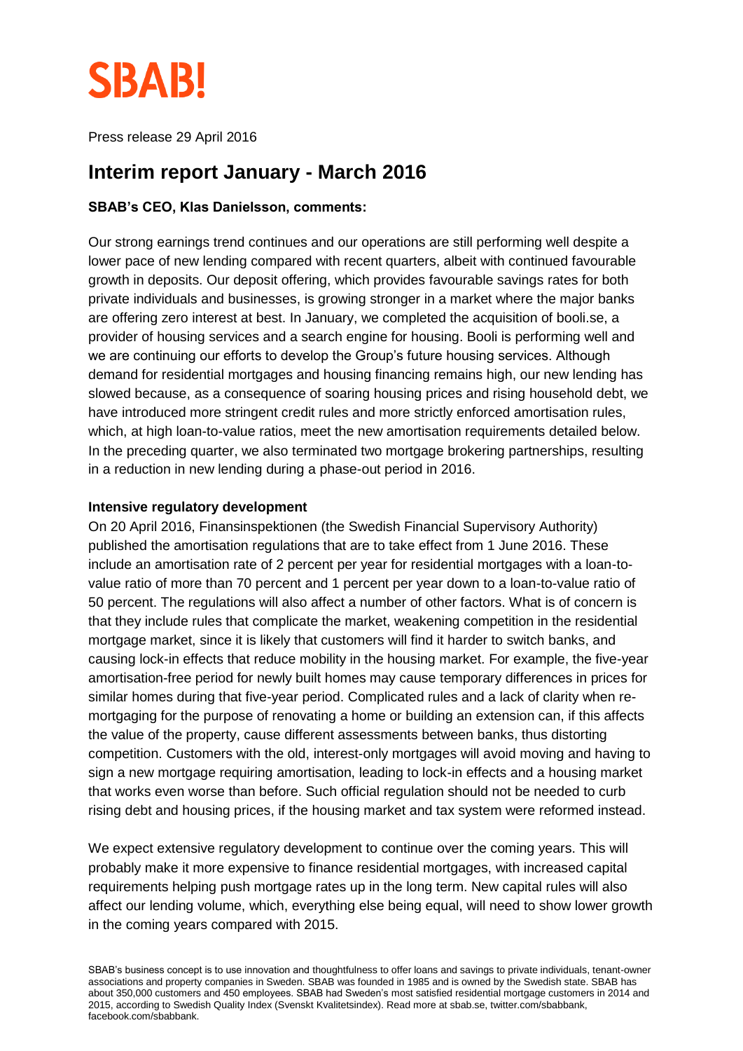SBAB!

Press release 29 April 2016

# Interim report January - March 2016

**SBAB's CEO, Klas Danielsson, comments:**

Our strong earnings trend continues and our operations are still performing well despite a lower pace of new lending compared with recent quarters, albeit with continued favourable growth in deposits. Our deposit offering, which provides favourable savings rates for both private individuals and businesses, is growing stronger in a market where the major banks are offering zero interest at best. In January, we completed the acquisition of booli.se, a provider of housing services and a search engine for housing. Booli is performing well and we are continuing our efforts to develop the Group's future housing services. Although demand for residential mortgages and housing financing remains high, our new lending has slowed because, as a consequence of soaring housing prices and rising household debt, we have introduced more stringent credit rules and more strictly enforced amortisation rules, which, at high loan-to-value ratios, meet the new amortisation requirements detailed below. In the preceding quarter, we also terminated two mortgage brokering partnerships, resulting in a reduction in new lending during a phase-out period in 2016.

**Intensive regulatory development**

On 20 April 2016, Finansinspektionen (the Swedish Financial Supervisory Authority) published the amortisation regulations that are to take effect from 1 June 2016. These include an amortisation rate of 2 percent per year for residential mortgages with a loan-to-value ratio of more than 70 percent and 1 percent per year down to a loan-to-value ratio of 50 percent. The regulations will also affect a number of other factors. What is of concern is that they include rules that complicate the market, weakening competition in the residential mortgage market, since it is likely that customers will find it harder to switch banks, and causing lock-in effects that reduce mobility in the housing market. For example, the five-year amortisation-free period for newly built homes may cause temporary differences in prices for similar homes during that five-year period. Complicated rules and a lack of clarity when re-mortgaging for the purpose of renovating a home or building an extension can, if this affects the value of the property, cause different assessments between banks, thus distorting competition. Customers with the old, interest-only mortgages will avoid moving and having to sign a new mortgage requiring amortisation, leading to lock-in effects and a housing market that works even worse than before. Such official regulation should not be needed to curb rising debt and housing prices, if the housing market and tax system were reformed instead.

We expect extensive regulatory development to continue over the coming years. This will probably make it more expensive to finance residential mortgages, with increased capital requirements helping push mortgage rates up in the long term. New capital rules will also affect our lending volume, which, everything else being equal, will need to show lower growth in the coming years compared with 2015.

SBAB's business concept is to use innovation and thoughtfulness to offer loans and savings to private individuals, tenant-owner associations and property companies in Sweden. SBAB was founded in 1985 and is owned by the Swedish state. SBAB has about 350,000 customers and 450 employees. SBAB had Sweden's most satisfied residential mortgage customers in 2014 and 2015, according to Swedish Quality Index (Svenskt Kvalitetsindex). Read more at sbab.se, twitter.com/sbabbank, facebook.com/sbabbank.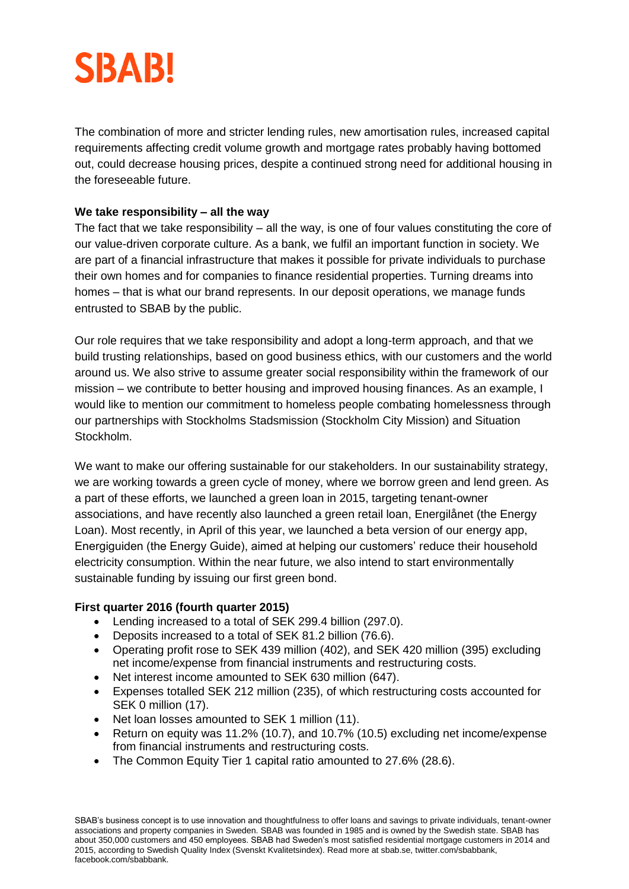The combination of more and stricter lending rules, new amortisation rules, increased capital requirements affecting credit volume growth and mortgage rates probably having bottomed out, could decrease housing prices, despite a continued strong need for additional housing in the foreseeable future.

**We take responsibility – all the way**

The fact that we take responsibility – all the way, is one of four values constituting the core of our value-driven corporate culture. As a bank, we fulfil an important function in society. We are part of a financial infrastructure that makes it possible for private individuals to purchase their own homes and for companies to finance residential properties. Turning dreams into homes – that is what our brand represents. In our deposit operations, we manage funds entrusted to SBAB by the public.

Our role requires that we take responsibility and adopt a long-term approach, and that we build trusting relationships, based on good business ethics, with our customers and the world around us. We also strive to assume greater social responsibility within the framework of our mission – we contribute to better housing and improved housing finances. As an example, I would like to mention our commitment to homeless people combating homelessness through our partnerships with Stockholms Stadsmission (Stockholm City Mission) and Situation Stockholm.

We want to make our offering sustainable for our stakeholders. In our sustainability strategy, we are working towards a green cycle of money, where we borrow green and lend green. As a part of these efforts, we launched a green loan in 2015, targeting tenant-owner associations, and have recently also launched a green retail loan, Energilånet (the Energy Loan). Most recently, in April of this year, we launched a beta version of our energy app, Energiguiden (the Energy Guide), aimed at helping our customers' reduce their household electricity consumption. Within the near future, we also intend to start environmentally sustainable funding by issuing our first green bond.

**First quarter 2016 (fourth quarter 2015)**

- Lending increased to a total of SEK 299.4 billion (297.0).
- Deposits increased to a total of SEK 81.2 billion (76.6).
- Operating profit rose to SEK 439 million (402), and SEK 420 million (395) excluding net income/expense from financial instruments and restructuring costs.
- Net interest income amounted to SEK 630 million (647).
- Expenses totalled SEK 212 million (235), of which restructuring costs accounted for SEK 0 million (17).
- Net loan losses amounted to SEK 1 million (11).
- Return on equity was 11.2% (10.7), and 10.7% (10.5) excluding net income/expense from financial instruments and restructuring costs.
- The Common Equity Tier 1 capital ratio amounted to 27.6% (28.6).

SBAB's business concept is to use innovation and thoughtfulness to offer loans and savings to private individuals, tenant-owner associations and property companies in Sweden. SBAB was founded in 1985 and is owned by the Swedish state. SBAB has about 350,000 customers and 450 employees. SBAB had Sweden's most satisfied residential mortgage customers in 2014 and 2015, according to Swedish Quality Index (Svenskt Kvalitetsindex). Read more at sbab.se, twitter.com/sbabbank, facebook.com/sbabbank.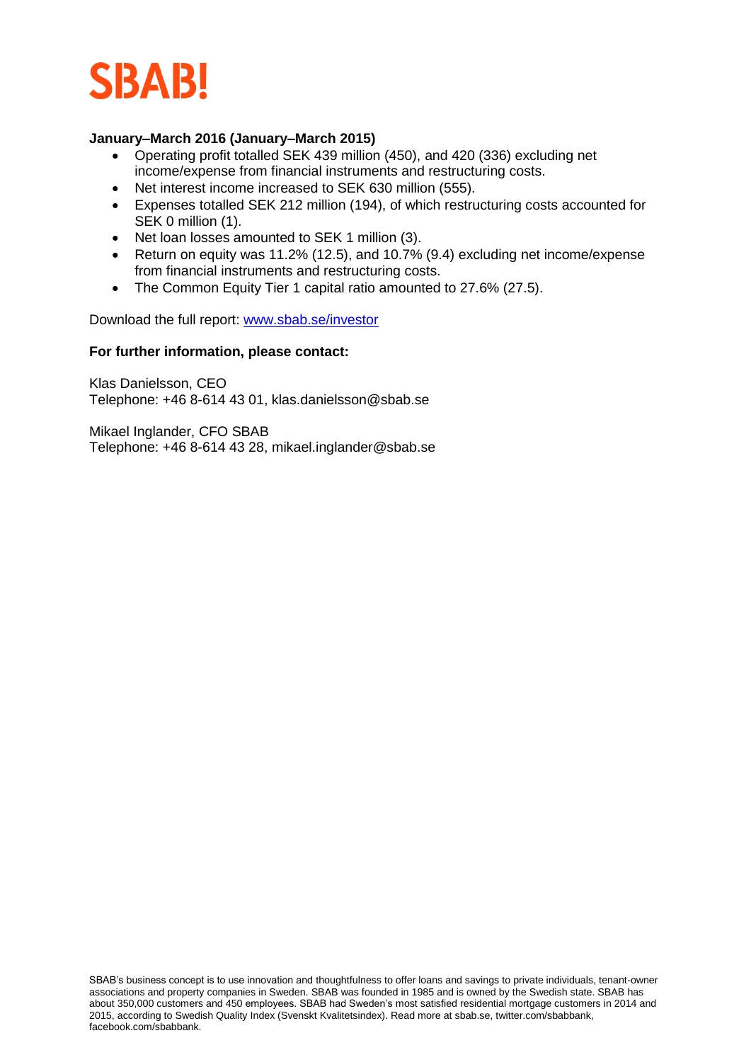# SBAB!

**January–March 2016 (January–March 2015)**

- Operating profit totalled SEK 439 million (450), and 420 (336) excluding net income/expense from financial instruments and restructuring costs.
- Net interest income increased to SEK 630 million (555).
- Expenses totalled SEK 212 million (194), of which restructuring costs accounted for SEK 0 million (1).
- Net loan losses amounted to SEK 1 million (3).
- Return on equity was 11.2% (12.5), and 10.7% (9.4) excluding net income/expense from financial instruments and restructuring costs.
- The Common Equity Tier 1 capital ratio amounted to 27.6% (27.5).

Download the full report: [www.sbab.se/investor](http://www.sbab.se/investor)

**For further information, please contact:**

Klas Danielsson, CEO
Telephone: +46 8-614 43 01, klas.danielsson@sbab.se

Mikael Inglander, CFO SBAB
Telephone: +46 8-614 43 28, mikael.inglander@sbab.se

SBAB's business concept is to use innovation and thoughtfulness to offer loans and savings to private individuals, tenant-owner associations and property companies in Sweden. SBAB was founded in 1985 and is owned by the Swedish state. SBAB has about 350,000 customers and 450 employees. SBAB had Sweden's most satisfied residential mortgage customers in 2014 and 2015, according to Swedish Quality Index (Svenskt Kvalitetsindex). Read more at sbab.se, twitter.com/sbabbank, facebook.com/sbabbank.